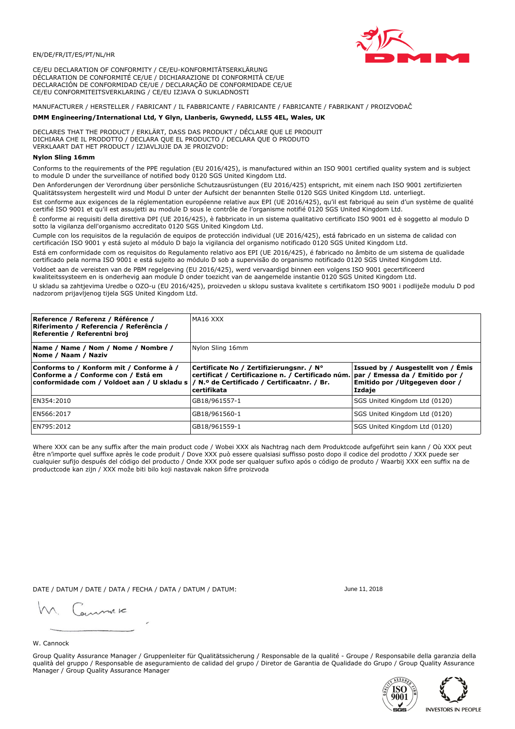EN/DE/FR/IT/ES/PT/NL/HR

CE/EU DECLARATION OF CONFORMITY / CE/EU-KONFORMITÄTSERKLÄRUNG
DÉCLARATION DE CONFORMITÉ CE/UE / DICHIARAZIONE DI CONFORMITÀ CE/UE
DECLARACIÓN DE CONFORMIDAD CE/UE / DECLARAÇÃO DE CONFORMIDADE CE/UE
CE/EU CONFORMITEITSVERKLARING / CE/EU IZJAVA O SUKLADNOSTI

MANUFACTURER / HERSTELLER / FABRICANT / IL FABBRICANTE / FABRICANTE / FABRICANTE / FABRIKANT / PROIZVOĐAČ

**DMM Engineering/International Ltd, Y Glyn, Llanberis, Gwynedd, LL55 4EL, Wales, UK**

DECLARES THAT THE PRODUCT / ERKLÄRT, DASS DAS PRODUKT / DÉCLARE QUE LE PRODUIT
DICHIARA CHE IL PRODOTTO / DECLARA QUE EL PRODUCTO / DECLARA QUE O PRODUTO
VERKLAART DAT HET PRODUCT / IZJAVLJUJE DA JE PROIZVOD:

**Nylon Sling 16mm**

Conforms to the requirements of the PPE regulation (EU 2016/425), is manufactured within an ISO 9001 certified quality system and is subject to module D under the surveillance of notified body 0120 SGS United Kingdom Ltd.

Den Anforderungen der Verordnung über persönliche Schutzausrüstungen (EU 2016/425) entspricht, mit einem nach ISO 9001 zertifizierten Qualitätssystem hergestellt wird und Modul D unter der Aufsicht der benannten Stelle 0120 SGS United Kingdom Ltd. unterliegt.

Est conforme aux exigences de la réglementation européenne relative aux EPI (UE 2016/425), qu'il est fabriqué au sein d'un système de qualité certifié ISO 9001 et qu'il est assujetti au module D sous le contrôle de l'organisme notifié 0120 SGS United Kingdom Ltd.

È conforme ai requisiti della direttiva DPI (UE 2016/425), è fabbricato in un sistema qualitativo certificato ISO 9001 ed è soggetto al modulo D sotto la vigilanza dell'organismo accreditato 0120 SGS United Kingdom Ltd.

Cumple con los requisitos de la regulación de equipos de protección individual (UE 2016/425), está fabricado en un sistema de calidad con certificación ISO 9001 y está sujeto al módulo D bajo la vigilancia del organismo notificado 0120 SGS United Kingdom Ltd.

Está em conformidade com os requisitos do Regulamento relativo aos EPI (UE 2016/425), é fabricado no âmbito de um sistema de qualidade certificado pela norma ISO 9001 e está sujeito ao módulo D sob a supervisão do organismo notificado 0120 SGS United Kingdom Ltd.

Voldoet aan de vereisten van de PBM regelgeving (EU 2016/425), werd vervaardigd binnen een volgens ISO 9001 gecertificeerd kwaliteitssysteem en is onderhevig aan module D onder toezicht van de aangemelde instantie 0120 SGS United Kingdom Ltd.

U skladu sa zahtjevima Uredbe o OZO-u (EU 2016/425), proizveden u sklopu sustava kvalitete s certifikatom ISO 9001 i podliježe modulu D pod nadzorom prijavljenog tijela SGS United Kingdom Ltd.

| **Reference / Referenz / Référence / Riferimento / Referencia / Referência / Referentie / Referentni broj** | MA16 XXX | |
|---|---|---|
| **Name / Name / Nom / Nome / Nombre / Nome / Naam / Naziv** | Nylon Sling 16mm | |
| **Conforms to / Konform mit / Conforme à / Conforme a / Conforme con / Está em conformidade com / Voldoet aan / U skladu s** | **Certificate No / Zertifizierungsnr. / N° certificat / Certificazione n. / Certificado núm. / N.º de Certificado / Certificaatnr. / Br. certifikata** | **Issued by / Ausgestellt von / Émis par / Emessa da / Emitido por / Emitido por / Uitgegeven door / Izdaje** |
| EN354:2010 | GB18/961557-1 | SGS United Kingdom Ltd (0120) |
| EN566:2017 | GB18/961560-1 | SGS United Kingdom Ltd (0120) |
| EN795:2012 | GB18/961559-1 | SGS United Kingdom Ltd (0120) |

Where XXX can be any suffix after the main product code / Wobei XXX als Nachtrag nach dem Produktcode aufgeführt sein kann / Où XXX peut être n'importe quel suffixe après le code produit / Dove XXX può essere qualsiasi suffisso posto dopo il codice del prodotto / XXX puede ser cualquier sufijo después del código del producto / Onde XXX pode ser qualquer sufixo após o código de produto / Waarbij XXX een suffix na de productcode kan zijn / XXX može biti bilo koji nastavak nakon šifre proizvoda

DATE / DATUM / DATE / DATA / FECHA / DATA / DATUM / DATUM: June 11, 2018

W. Cannock

Group Quality Assurance Manager / Gruppenleiter für Qualitätssicherung / Responsable de la qualité - Groupe / Responsabile della garanzia della qualità del gruppo / Responsable de aseguramiento de calidad del grupo / Diretor de Garantia de Qualidade do Grupo / Group Quality Assurance Manager / Group Quality Assurance Manager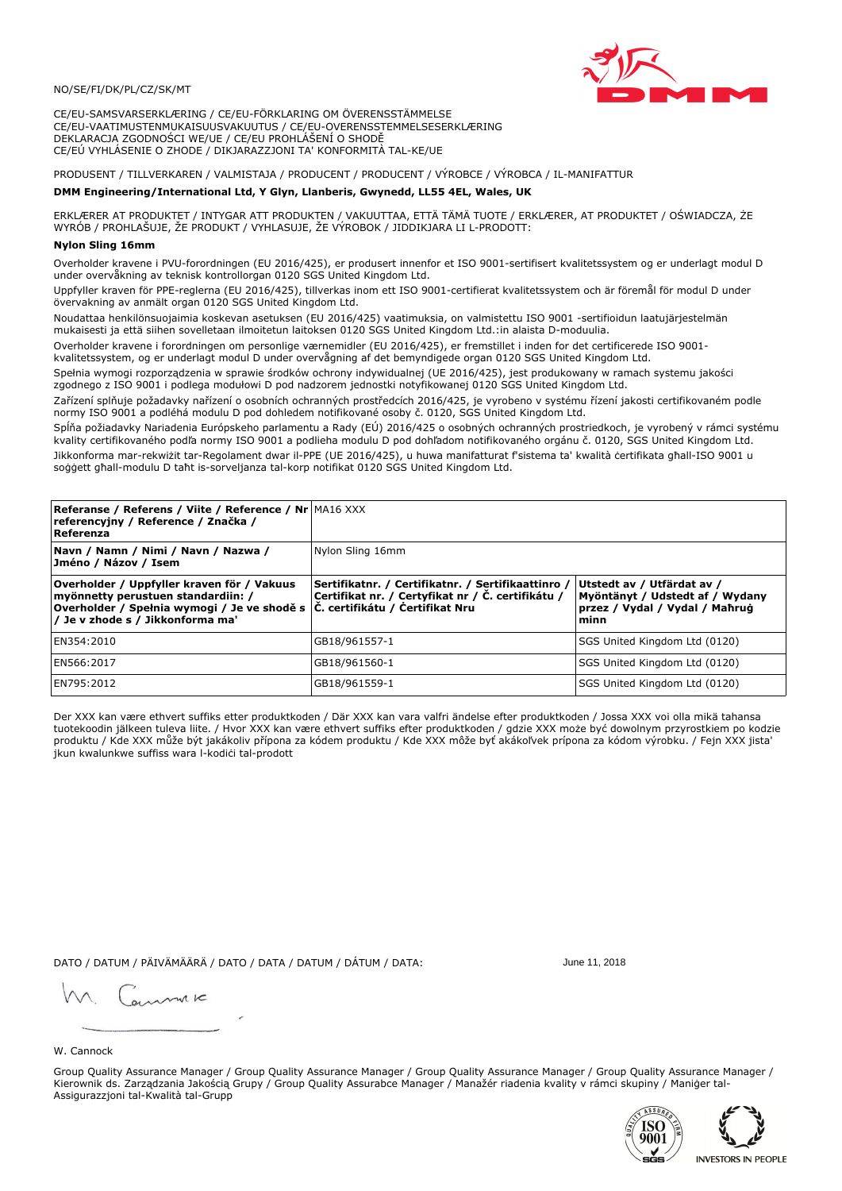NO/SE/FI/DK/PL/CZ/SK/MT

CE/EU-SAMSVARSERKLÆRING / CE/EU-FÖRKLARING OM ÖVERENSSTÄMMELSE
CE/EU-VAATIMUSTENMUKAISUUSVAKUUTUS / CE/EU-OVERENSSTEMMELSESERKLÆRING
DEKLARACJA ZGODNOŚCI WE/UE / CE/EU PROHLÁŠENÍ O SHODĚ
CE/EÚ VYHLÁSENIE O ZHODE / DIKJARAZZJONI TA' KONFORMITÀ TAL-KE/UE

PRODUSENT / TILLVERKAREN / VALMISTAJA / PRODUCENT / PRODUCENT / VÝROBCE / VÝROBCA / IL-MANIFATTUR

**DMM Engineering/International Ltd, Y Glyn, Llanberis, Gwynedd, LL55 4EL, Wales, UK**

ERKLÆRER AT PRODUKTET / INTYGAR ATT PRODUKTEN / VAKUUTTAA, ETTÄ TÄMÄ TUOTE / ERKLÆRER, AT PRODUKTET / OŚWIADCZA, ŻE WYRÓB / PROHLAŠUJE, ŽE PRODUKT / VYHLASUJE, ŽE VÝROBOK / JIDDIKJARA LI L-PRODOTT:

**Nylon Sling 16mm**

Overholder kravene i PVU-forordningen (EU 2016/425), er produsert innenfor et ISO 9001-sertifisert kvalitetssystem og er underlagt modul D under overvåkning av teknisk kontrollorgan 0120 SGS United Kingdom Ltd.

Uppfyller kraven för PPE-reglerna (EU 2016/425), tillverkas inom ett ISO 9001-certifierat kvalitetssystem och är föremål för modul D under övervakning av anmält organ 0120 SGS United Kingdom Ltd.

Noudattaa henkilönsuojaimia koskevan asetuksen (EU 2016/425) vaatimuksia, on valmistettu ISO 9001 -sertifioidun laatujärjestelmän mukaisesti ja että siihen sovelletaan ilmoitetun laitoksen 0120 SGS United Kingdom Ltd.:in alaista D-moduulia.

Overholder kravene i forordningen om personlige værnemidler (EU 2016/425), er fremstillet i inden for det certificerede ISO 9001-kvalitetssystem, og er underlagt modul D under overvågning af det bemyndigede organ 0120 SGS United Kingdom Ltd.

Spełnia wymogi rozporządzenia w sprawie środków ochrony indywidualnej (UE 2016/425), jest produkowany w ramach systemu jakości zgodnego z ISO 9001 i podlega modułowi D pod nadzorem jednostki notyfikowanej 0120 SGS United Kingdom Ltd.

Zařízení splňuje požadavky nařízení o osobních ochranných prostředcích 2016/425, je vyrobeno v systému řízení jakosti certifikovaném podle normy ISO 9001 a podléhá modulu D pod dohledem notifikované osoby č. 0120, SGS United Kingdom Ltd.

Spĺňa požiadavky Nariadenia Európskeho parlamentu a Rady (EÚ) 2016/425 o osobných ochranných prostriedkoch, je vyrobený v rámci systému kvality certifikovaného podľa normy ISO 9001 a podlieha modulu D pod dohľadom notifikovaného orgánu č. 0120, SGS United Kingdom Ltd.

Jikkonforma mar-rekwiżit tar-Regolament dwar il-PPE (UE 2016/425), u huwa manifatturat f'sistema ta' kwalità ċertifikata għall-ISO 9001 u soġġett għall-modulu D taħt is-sorveljanza tal-korp notifikat 0120 SGS United Kingdom Ltd.

| **Referanse / Referens / Viite / Reference / Nr referencyjny / Reference / Značka / Referenza** | MA16 XXX | |
|---|---|---|
| **Navn / Namn / Nimi / Navn / Nazwa / Jméno / Názov / Isem** | Nylon Sling 16mm | |
| **Overholder / Uppfyller kraven för / Vakuus myönnetty perustuen standardiin: / Overholder / Spełnia wymogi / Je ve shodě s / Je v zhode s / Jikkonforma ma'** | **Sertifikatnr. / Certifikatnr. / Sertifikaattinro / Certifikat nr. / Certyfikat nr / Č. certifikátu / Č. certifikátu / Ċertifikat Nru** | **Utstedt av / Utfärdat av / Myöntänyt / Udstedt af / Wydany przez / Vydal / Vydal / Maħruġ minn** |
| EN354:2010 | GB18/961557-1 | SGS United Kingdom Ltd (0120) |
| EN566:2017 | GB18/961560-1 | SGS United Kingdom Ltd (0120) |
| EN795:2012 | GB18/961559-1 | SGS United Kingdom Ltd (0120) |

Der XXX kan være ethvert suffiks etter produktkoden / Där XXX kan vara valfri ändelse efter produktkoden / Jossa XXX voi olla mikä tahansa tuotekoodin jälkeen tuleva liite. / Hvor XXX kan være ethvert suffiks efter produktkoden / gdzie XXX może być dowolnym przyrostkiem po kodzie produktu / Kde XXX může být jakákoliv přípona za kódem produktu / Kde XXX môže byť akákoľvek prípona za kódom výrobku. / Fejn XXX jista' jkun kwalunkwe suffiss wara l-kodiċi tal-prodott

DATO / DATUM / PÄIVÄMÄÄRÄ / DATO / DATA / DATUM / DÁTUM / DATA: June 11, 2018

W. Cannock

Group Quality Assurance Manager / Group Quality Assurance Manager / Group Quality Assurance Manager / Group Quality Assurance Manager / Kierownik ds. Zarządzania Jakością Grupy / Group Quality Assurabce Manager / Manažér riadenia kvality v rámci skupiny / Maniġer tal-Assigurazzjoni tal-Kwalità tal-Grupp

INVESTORS IN PEOPLE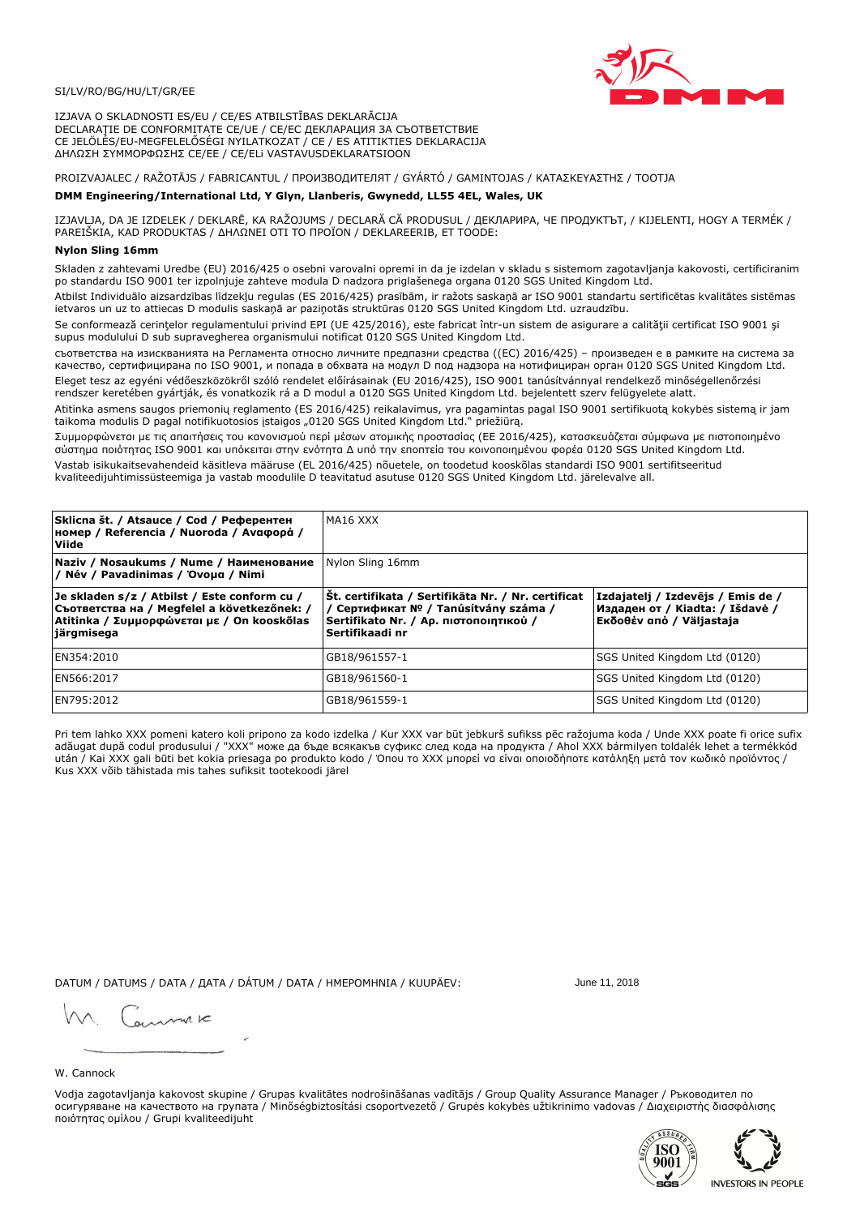SI/LV/RO/BG/HU/LT/GR/EE

IZJAVA O SKLADNOSTI ES/EU / CE/ES ATBILSTĪBAS DEKLARĀCIJA
DECLARAŢIE DE CONFORMITATE CE/UE / CE/EC ДЕКЛАРАЦИЯ ЗА СЪОТВЕТСТВИЕ
CE JELÖLÉS/EU-MEGFELELŐSÉGI NYILATKOZAT / CE / ES ATITIKTIES DEKLARACIJA
ΔΗΛΩΣΗ ΣΥΜΜΟΡΦΩΣΗΣ CE/EE / CE/ELi VASTAVUSDEKLARATSIOON

PROIZVAJALEC / RAŽOTĀJS / FABRICANTUL / ПРОИЗВОДИТЕЛЯТ / GYÁRTÓ / GAMINTOJAS / ΚΑΤΑΣΚΕΥΑΣΤΗΣ / TOOTJA

**DMM Engineering/International Ltd, Y Glyn, Llanberis, Gwynedd, LL55 4EL, Wales, UK**

IZJAVLJA, DA JE IZDELEK / DEKLARĒ, KA RAŽOJUMS / DECLARĂ CĂ PRODUSUL / ДЕКЛАРИРА, ЧЕ ПРОДУКТЪТ, / KIJELENTI, HOGY A TERMÉK / PAREIŠKIA, KAD PRODUKTAS / ΔΗΛΩΝΕΙ ΟΤΙ ΤΟ ΠΡΟΪΟΝ / DEKLAREERIB, ET TOODE:

**Nylon Sling 16mm**

Skladen z zahtevami Uredbe (EU) 2016/425 o osebni varovalni opremi in da je izdelan v skladu s sistemom zagotavljanja kakovosti, certificiranim po standardu ISO 9001 ter izpolnjuje zahteve modula D nadzora priglašenega organa 0120 SGS United Kingdom Ltd.

Atbilst Individuālo aizsardzības līdzekļu regulas (ES 2016/425) prasībām, ir ražots saskaņā ar ISO 9001 standartu sertificētas kvalitātes sistēmas ietvaros un uz to attiecas D modulis saskaņā ar paziņotās struktūras 0120 SGS United Kingdom Ltd. uzraudzību.

Se conformează cerinţelor regulamentului privind EPI (UE 425/2016), este fabricat într-un sistem de asigurare a calităţii certificat ISO 9001 şi supus modulului D sub supravegherea organismului notificat 0120 SGS United Kingdom Ltd.

съответства на изискванията на Регламента относно личните предпазни средства ((EC) 2016/425) – произведен е в рамките на система за качество, сертифицирана по ISO 9001, и попада в обхвата на модул D под надзора на нотифициран орган 0120 SGS United Kingdom Ltd.

Eleget tesz az egyéni védőeszközökről szóló rendelet előírásainak (EU 2016/425), ISO 9001 tanúsítvánnyal rendelkező minőségellenőrzési rendszer keretében gyártják, és vonatkozik rá a D modul a 0120 SGS United Kingdom Ltd. bejelentett szerv felügyelete alatt.

Atitinka asmens saugos priemonių reglamento (ES 2016/425) reikalavimus, yra pagamintas pagal ISO 9001 sertifikuotą kokybės sistemą ir jam taikoma modulis D pagal notifikuotosios įstaigos „0120 SGS United Kingdom Ltd." priežiūrą.

Συμμορφώνεται με τις απαιτήσεις του κανονισμού περί μέσων ατομικής προστασίας (ΕΕ 2016/425), κατασκευάζεται σύμφωνα με πιστοποιημένο σύστημα ποιότητας ISO 9001 και υπόκειται στην ενότητα Δ υπό την εποπτεία του κοινοποιημένου φορέα 0120 SGS United Kingdom Ltd.

Vastab isikukaitsevahendeid käsitleva määruse (EL 2016/425) nõuetele, on toodetud kooskõlas standardi ISO 9001 sertifitseeritud kvaliteedijuhtimissüsteemiga ja vastab moodulile D teavitatud asutuse 0120 SGS United Kingdom Ltd. järelevalve all.

| | | |
|---|---|---|
| **Sklicna št. / Atsauce / Cod / Референтен номер / Referencia / Nuoroda / Αναφορά / Viide** | MA16 XXX | |
| **Naziv / Nosaukums / Nume / Наименование / Név / Pavadinimas / Όνομα / Nimi** | Nylon Sling 16mm | |
| **Je skladen s/z / Atbilst / Este conform cu / Съответства на / Megfelel a következőnek: / Atitinka / Συμμορφώνεται με / On kooskõlas järgmisega** | **Št. certifikata / Sertifikāta Nr. / Nr. certificat / Сертификат № / Tanúsítvány száma / Sertifikato Nr. / Αρ. πιστοποιητικού / Sertifikaadi nr** | **Izdajatelj / Izdevējs / Emis de / Издаден от / Kiadta: / Išdavė / Εκδοθέν από / Väljastaja** |
| EN354:2010 | GB18/961557-1 | SGS United Kingdom Ltd (0120) |
| EN566:2017 | GB18/961560-1 | SGS United Kingdom Ltd (0120) |
| EN795:2012 | GB18/961559-1 | SGS United Kingdom Ltd (0120) |

Pri tem lahko XXX pomeni katero koli pripono za kodo izdelka / Kur XXX var būt jebkurš sufikss pēc ražojuma koda / Unde XXX poate fi orice sufix adăugat după codul produsului / "XXX" може да бъде всякакъв суфикс след кода на продукта / Ahol XXX bármilyen toldalék lehet a termékkód után / Kai XXX gali būti bet kokia priesaga po produkto kodo / Όπου το XXX μπορεί να είναι οποιοδήποτε κατάληξη μετά τον κωδικό προϊόντος / Kus XXX võib tähistada mis tahes sufiksit tootekoodi järel

DATUM / DATUMS / DATA / ДАТА / DÁTUM / DATA / ΗΜΕΡΟΜΗΝΙΑ / KUUPÄEV: June 11, 2018

W. Cannock

Vodja zagotavljanja kakovost skupine / Grupas kvalitātes nodrošināšanas vadītājs / Group Quality Assurance Manager / Ръководител по осигуряване на качеството на групата / Minőségbiztosítási csoportvezető / Grupės kokybės užtikrinimo vadovas / Διαχειριστής διασφάλισης ποιότητας ομίλου / Grupi kvaliteedijuht

INVESTORS IN PEOPLE